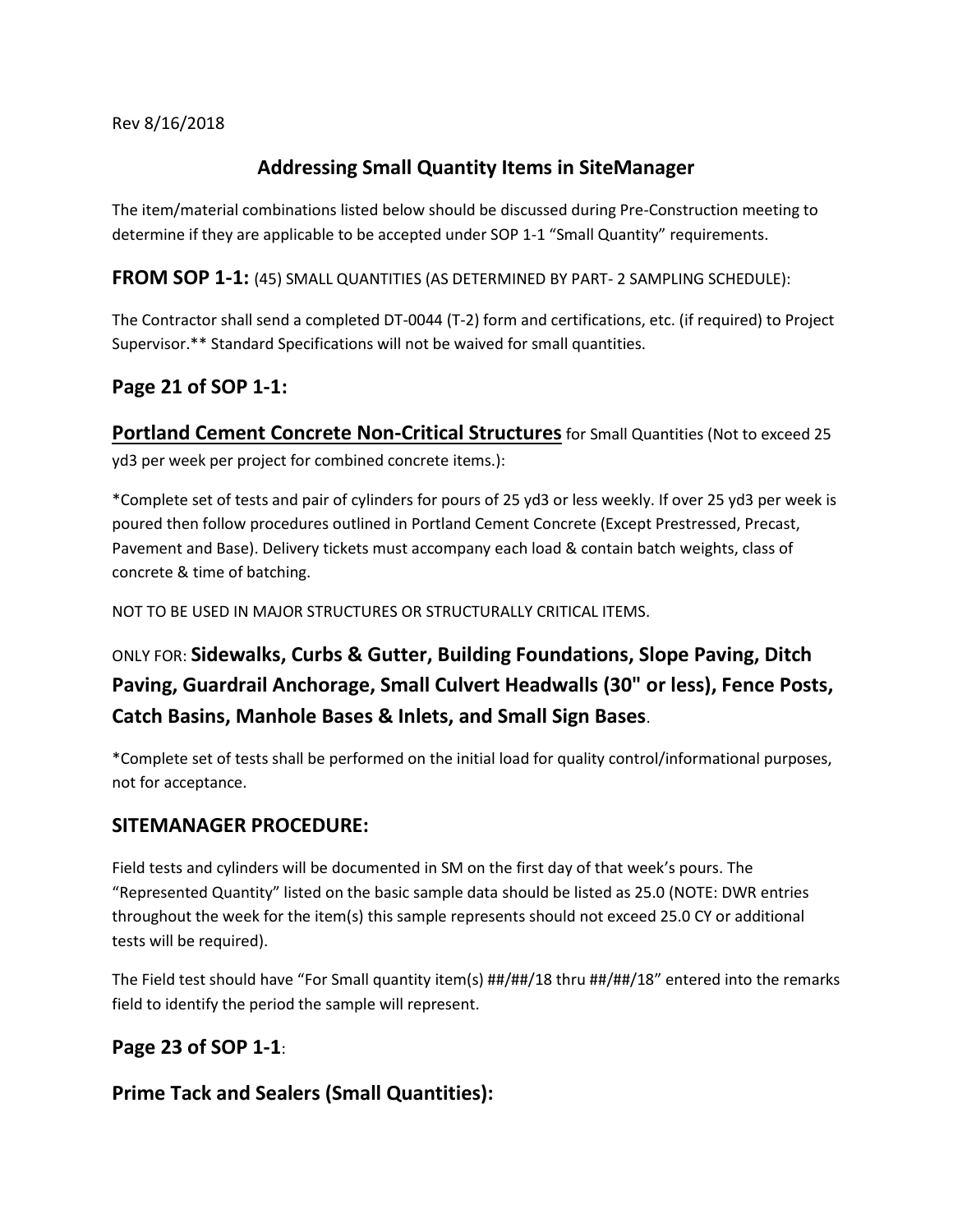Rev 8/16/2018

# Addressing Small Quantity Items in SiteManager

The item/material combinations listed below should be discussed during Pre-Construction meeting to determine if they are applicable to be accepted under SOP 1-1 "Small Quantity" requirements.

## FROM SOP 1-1: (45) SMALL QUANTITIES (AS DETERMINED BY PART- 2 SAMPLING SCHEDULE):

The Contractor shall send a completed DT-0044 (T-2) form and certifications, etc. (if required) to Project Supervisor.** Standard Specifications will not be waived for small quantities.

## Page 21 of SOP 1-1:

**Portland Cement Concrete Non-Critical Structures** for Small Quantities (Not to exceed 25 yd3 per week per project for combined concrete items.):

*Complete set of tests and pair of cylinders for pours of 25 yd3 or less weekly. If over 25 yd3 per week is poured then follow procedures outlined in Portland Cement Concrete (Except Prestressed, Precast, Pavement and Base). Delivery tickets must accompany each load & contain batch weights, class of concrete & time of batching.

NOT TO BE USED IN MAJOR STRUCTURES OR STRUCTURALLY CRITICAL ITEMS.

ONLY FOR: **Sidewalks, Curbs & Gutter, Building Foundations, Slope Paving, Ditch Paving, Guardrail Anchorage, Small Culvert Headwalls (30" or less), Fence Posts, Catch Basins, Manhole Bases & Inlets, and Small Sign Bases**.

*Complete set of tests shall be performed on the initial load for quality control/informational purposes, not for acceptance.

## SITEMANAGER PROCEDURE:

Field tests and cylinders will be documented in SM on the first day of that week's pours. The "Represented Quantity" listed on the basic sample data should be listed as 25.0 (NOTE: DWR entries throughout the week for the item(s) this sample represents should not exceed 25.0 CY or additional tests will be required).

The Field test should have "For Small quantity item(s) ##/##/18 thru ##/##/18" entered into the remarks field to identify the period the sample will represent.

## Page 23 of SOP 1-1:

## Prime Tack and Sealers (Small Quantities):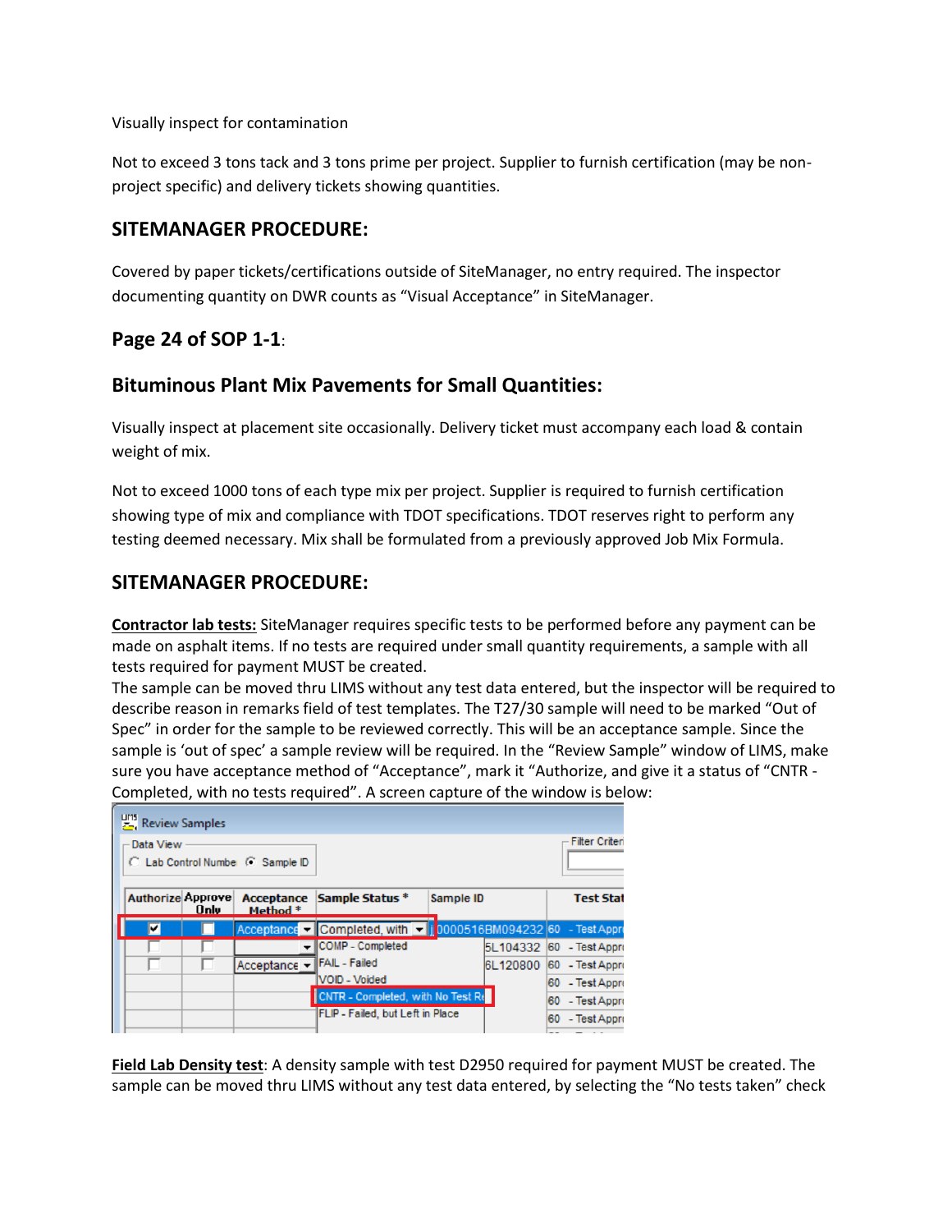Visually inspect for contamination

Not to exceed 3 tons tack and 3 tons prime per project. Supplier to furnish certification (may be non-project specific) and delivery tickets showing quantities.

## SITEMANAGER PROCEDURE:

Covered by paper tickets/certifications outside of SiteManager, no entry required. The inspector documenting quantity on DWR counts as "Visual Acceptance" in SiteManager.

## Page 24 of SOP 1-1:

## Bituminous Plant Mix Pavements for Small Quantities:

Visually inspect at placement site occasionally. Delivery ticket must accompany each load & contain weight of mix.

Not to exceed 1000 tons of each type mix per project. Supplier is required to furnish certification showing type of mix and compliance with TDOT specifications. TDOT reserves right to perform any testing deemed necessary. Mix shall be formulated from a previously approved Job Mix Formula.

## SITEMANAGER PROCEDURE:

**Contractor lab tests:** SiteManager requires specific tests to be performed before any payment can be made on asphalt items. If no tests are required under small quantity requirements, a sample with all tests required for payment MUST be created.
The sample can be moved thru LIMS without any test data entered, but the inspector will be required to describe reason in remarks field of test templates. The T27/30 sample will need to be marked "Out of Spec" in order for the sample to be reviewed correctly. This will be an acceptance sample. Since the sample is 'out of spec' a sample review will be required. In the "Review Sample" window of LIMS, make sure you have acceptance method of "Acceptance", mark it "Authorize, and give it a status of "CNTR - Completed, with no tests required". A screen capture of the window is below:

**Field Lab Density test**: A density sample with test D2950 required for payment MUST be created. The sample can be moved thru LIMS without any test data entered, by selecting the "No tests taken" check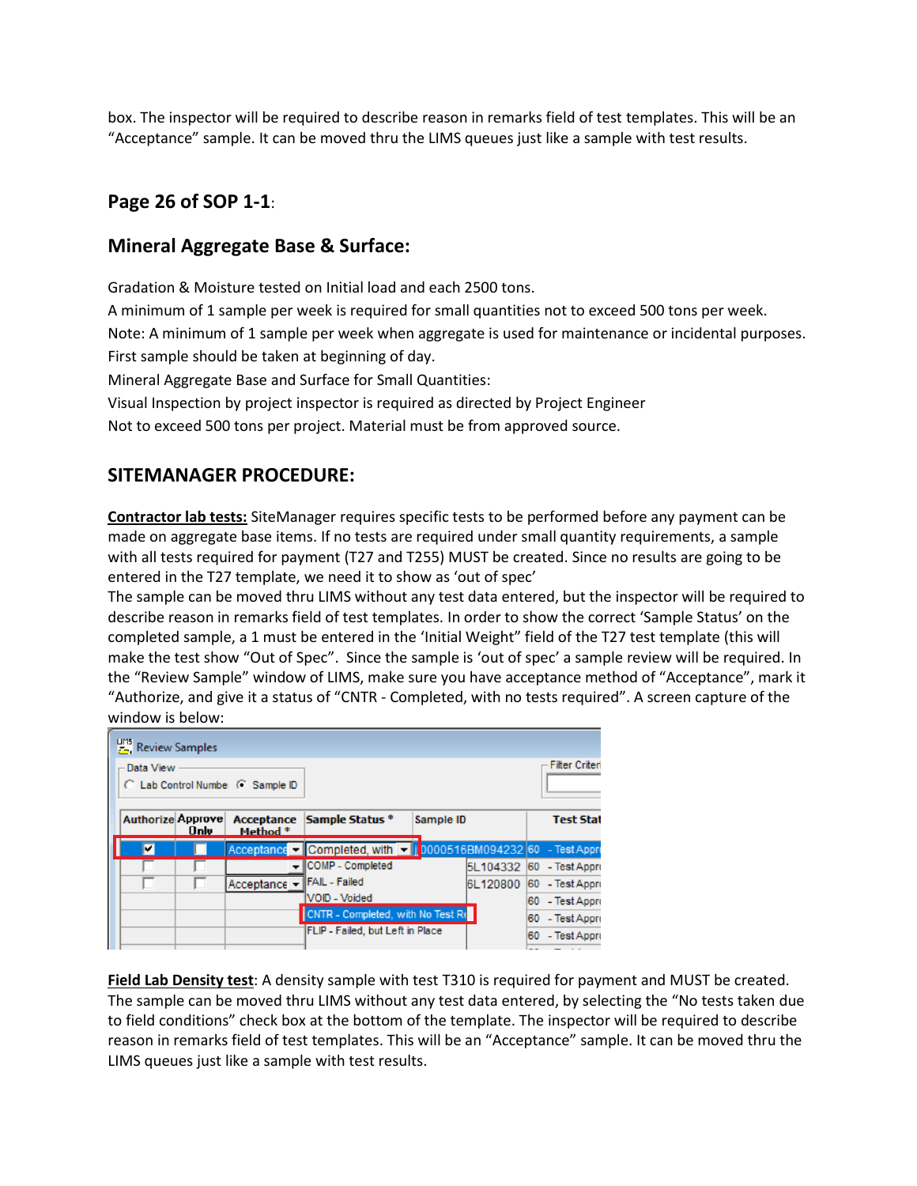box. The inspector will be required to describe reason in remarks field of test templates. This will be an “Acceptance” sample. It can be moved thru the LIMS queues just like a sample with test results.

## Page 26 of SOP 1-1:

## Mineral Aggregate Base & Surface:

Gradation & Moisture tested on Initial load and each 2500 tons.
A minimum of 1 sample per week is required for small quantities not to exceed 500 tons per week.
Note: A minimum of 1 sample per week when aggregate is used for maintenance or incidental purposes.
First sample should be taken at beginning of day.
Mineral Aggregate Base and Surface for Small Quantities:
Visual Inspection by project inspector is required as directed by Project Engineer
Not to exceed 500 tons per project. Material must be from approved source.

## SITEMANAGER PROCEDURE:

**Contractor lab tests:** SiteManager requires specific tests to be performed before any payment can be made on aggregate base items. If no tests are required under small quantity requirements, a sample with all tests required for payment (T27 and T255) MUST be created. Since no results are going to be entered in the T27 template, we need it to show as ‘out of spec’
The sample can be moved thru LIMS without any test data entered, but the inspector will be required to describe reason in remarks field of test templates. In order to show the correct ‘Sample Status’ on the completed sample, a 1 must be entered in the ‘Initial Weight” field of the T27 test template (this will make the test show “Out of Spec”. Since the sample is ‘out of spec’ a sample review will be required. In the “Review Sample” window of LIMS, make sure you have acceptance method of “Acceptance”, mark it “Authorize, and give it a status of “CNTR - Completed, with no tests required”. A screen capture of the window is below:

Review Samples

Data View: ○ Lab Control Number ◉ Sample ID

| Authorize | Approve Only | Acceptance Method * | Sample Status * | Sample ID | Test Stat |
|---|---|---|---|---|---|
| ☑ | ☐ | Acceptance | Completed, with | 0000516BM094232 | 60 - Test Appr |
| ☐ | ☐ | | COMP - Completed | 5L104332 | 60 - Test Appr |
| ☐ | ☐ | Acceptance | FAIL - Failed | 6L120800 | 60 - Test Appr |
| | | | VOID - Voided | | 60 - Test Appr |
| | | | CNTR - Completed, with No Test R | | 60 - Test Appr |
| | | | FLIP - Failed, but Left in Place | | 60 - Test Appr |

**Field Lab Density test**: A density sample with test T310 is required for payment and MUST be created. The sample can be moved thru LIMS without any test data entered, by selecting the “No tests taken due to field conditions” check box at the bottom of the template. The inspector will be required to describe reason in remarks field of test templates. This will be an “Acceptance” sample. It can be moved thru the LIMS queues just like a sample with test results.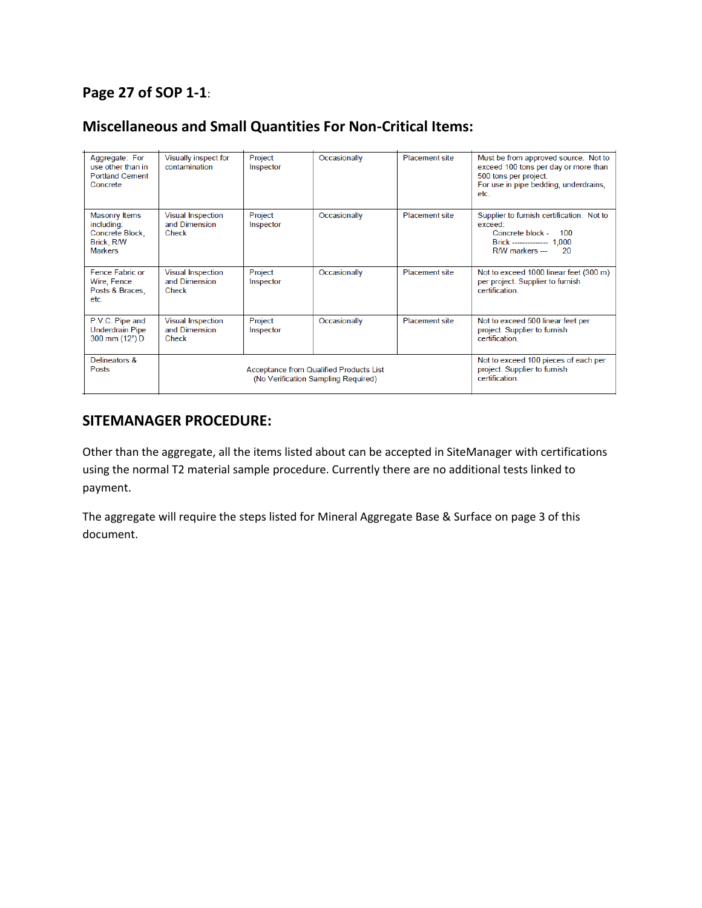## Page 27 of SOP 1-1:

## Miscellaneous and Small Quantities For Non-Critical Items:

| | | | | | |
|---|---|---|---|---|---|
| Aggregate: For use other than in Portland Cement Concrete | Visually inspect for contamination | Project Inspector | Occasionally | Placement site | Must be from approved source. Not to exceed 100 tons per day or more than 500 tons per project. For use in pipe bedding, underdrains, etc. |
| Masonry Items including: Concrete Block, Brick, R/W Markers | Visual Inspection and Dimension Check | Project Inspector | Occasionally | Placement site | Supplier to furnish certification. Not to exceed: Concrete block - 100 Brick -------------- 1,000 R/W markers --- 20 |
| Fence Fabric or Wire, Fence Posts & Braces, etc. | Visual Inspection and Dimension Check | Project Inspector | Occasionally | Placement site | Not to exceed 1000 linear feet (300 m) per project. Supplier to furnish certification. |
| P.V.C. Pipe and Underdrain Pipe 300 mm (12") D | Visual Inspection and Dimension Check | Project Inspector | Occasionally | Placement site | Not to exceed 500 linear feet per project. Supplier to furnish certification. |
| Delineators & Posts | Acceptance from Qualified Products List (No Verification Sampling Required) | | | | Not to exceed 100 pieces of each per project. Supplier to furnish certification. |

## SITEMANAGER PROCEDURE:

Other than the aggregate, all the items listed about can be accepted in SiteManager with certifications using the normal T2 material sample procedure. Currently there are no additional tests linked to payment.

The aggregate will require the steps listed for Mineral Aggregate Base & Surface on page 3 of this document.